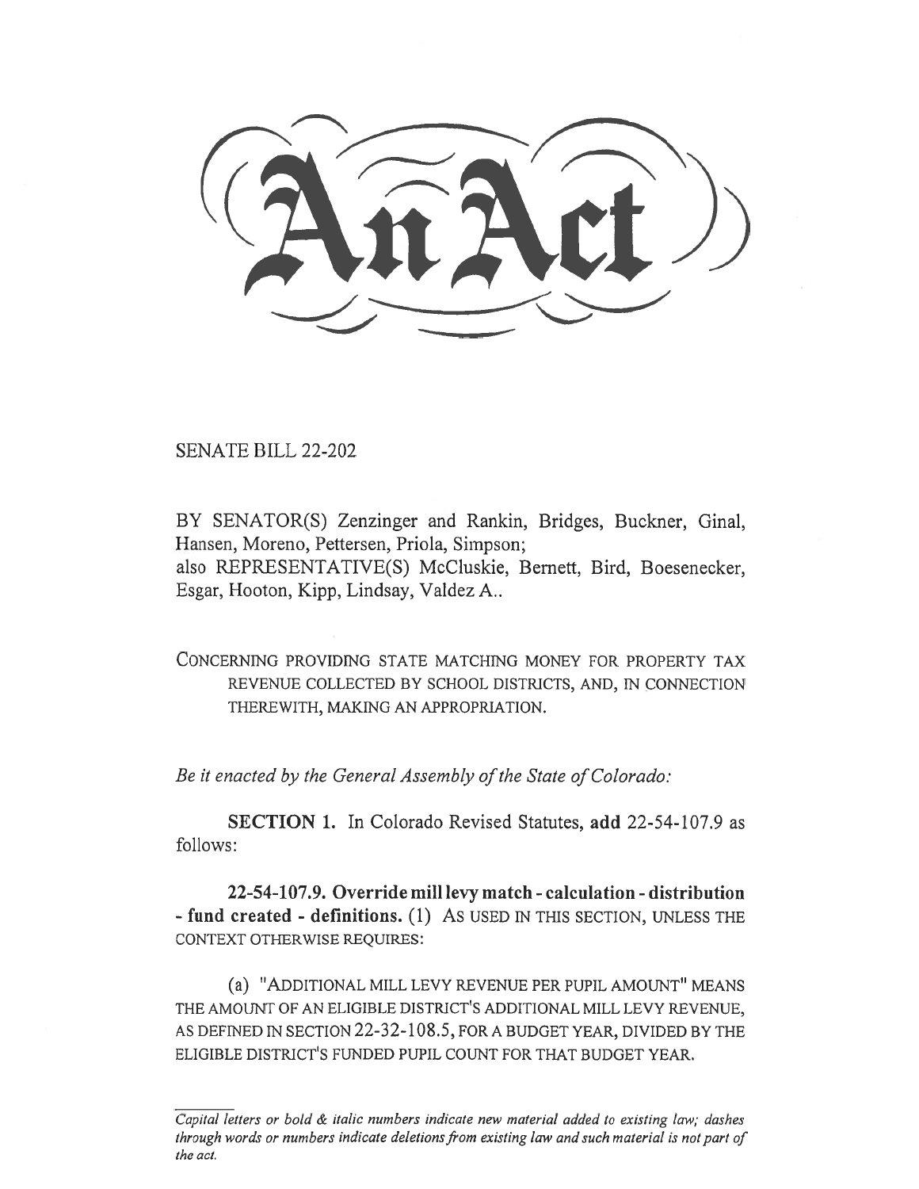# An Act

SENATE BILL 22-202

BY SENATOR(S) Zenzinger and Rankin, Bridges, Buckner, Ginal, Hansen, Moreno, Pettersen, Priola, Simpson;
also REPRESENTATIVE(S) McCluskie, Bernett, Bird, Boesenecker, Esgar, Hooton, Kipp, Lindsay, Valdez A..

CONCERNING PROVIDING STATE MATCHING MONEY FOR PROPERTY TAX REVENUE COLLECTED BY SCHOOL DISTRICTS, AND, IN CONNECTION THEREWITH, MAKING AN APPROPRIATION.

*Be it enacted by the General Assembly of the State of Colorado:*

**SECTION 1.** In Colorado Revised Statutes, **add** 22-54-107.9 as follows:

**22-54-107.9. Override mill levy match - calculation - distribution - fund created - definitions.** (1) AS USED IN THIS SECTION, UNLESS THE CONTEXT OTHERWISE REQUIRES:

(a) "ADDITIONAL MILL LEVY REVENUE PER PUPIL AMOUNT" MEANS THE AMOUNT OF AN ELIGIBLE DISTRICT'S ADDITIONAL MILL LEVY REVENUE, AS DEFINED IN SECTION 22-32-108.5, FOR A BUDGET YEAR, DIVIDED BY THE ELIGIBLE DISTRICT'S FUNDED PUPIL COUNT FOR THAT BUDGET YEAR.

*Capital letters or bold & italic numbers indicate new material added to existing law; dashes through words or numbers indicate deletions from existing law and such material is not part of the act.*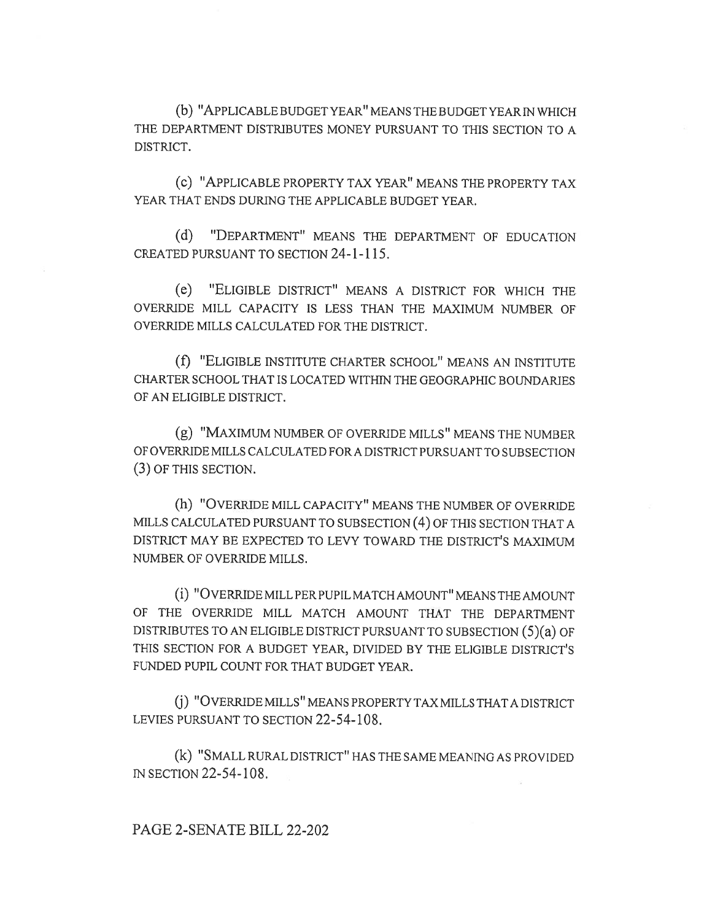(b) "APPLICABLE BUDGET YEAR" MEANS THE BUDGET YEAR IN WHICH THE DEPARTMENT DISTRIBUTES MONEY PURSUANT TO THIS SECTION TO A DISTRICT.

(c) "APPLICABLE PROPERTY TAX YEAR" MEANS THE PROPERTY TAX YEAR THAT ENDS DURING THE APPLICABLE BUDGET YEAR.

(d) "DEPARTMENT" MEANS THE DEPARTMENT OF EDUCATION CREATED PURSUANT TO SECTION 24-1-115.

(e) "ELIGIBLE DISTRICT" MEANS A DISTRICT FOR WHICH THE OVERRIDE MILL CAPACITY IS LESS THAN THE MAXIMUM NUMBER OF OVERRIDE MILLS CALCULATED FOR THE DISTRICT.

(f) "ELIGIBLE INSTITUTE CHARTER SCHOOL" MEANS AN INSTITUTE CHARTER SCHOOL THAT IS LOCATED WITHIN THE GEOGRAPHIC BOUNDARIES OF AN ELIGIBLE DISTRICT.

(g) "MAXIMUM NUMBER OF OVERRIDE MILLS" MEANS THE NUMBER OF OVERRIDE MILLS CALCULATED FOR A DISTRICT PURSUANT TO SUBSECTION (3) OF THIS SECTION.

(h) "OVERRIDE MILL CAPACITY" MEANS THE NUMBER OF OVERRIDE MILLS CALCULATED PURSUANT TO SUBSECTION (4) OF THIS SECTION THAT A DISTRICT MAY BE EXPECTED TO LEVY TOWARD THE DISTRICT'S MAXIMUM NUMBER OF OVERRIDE MILLS.

(i) "OVERRIDE MILL PER PUPIL MATCH AMOUNT" MEANS THE AMOUNT OF THE OVERRIDE MILL MATCH AMOUNT THAT THE DEPARTMENT DISTRIBUTES TO AN ELIGIBLE DISTRICT PURSUANT TO SUBSECTION (5)(a) OF THIS SECTION FOR A BUDGET YEAR, DIVIDED BY THE ELIGIBLE DISTRICT'S FUNDED PUPIL COUNT FOR THAT BUDGET YEAR.

(j) "OVERRIDE MILLS" MEANS PROPERTY TAX MILLS THAT A DISTRICT LEVIES PURSUANT TO SECTION 22-54-108.

(k) "SMALL RURAL DISTRICT" HAS THE SAME MEANING AS PROVIDED IN SECTION 22-54-108.

PAGE 2-SENATE BILL 22-202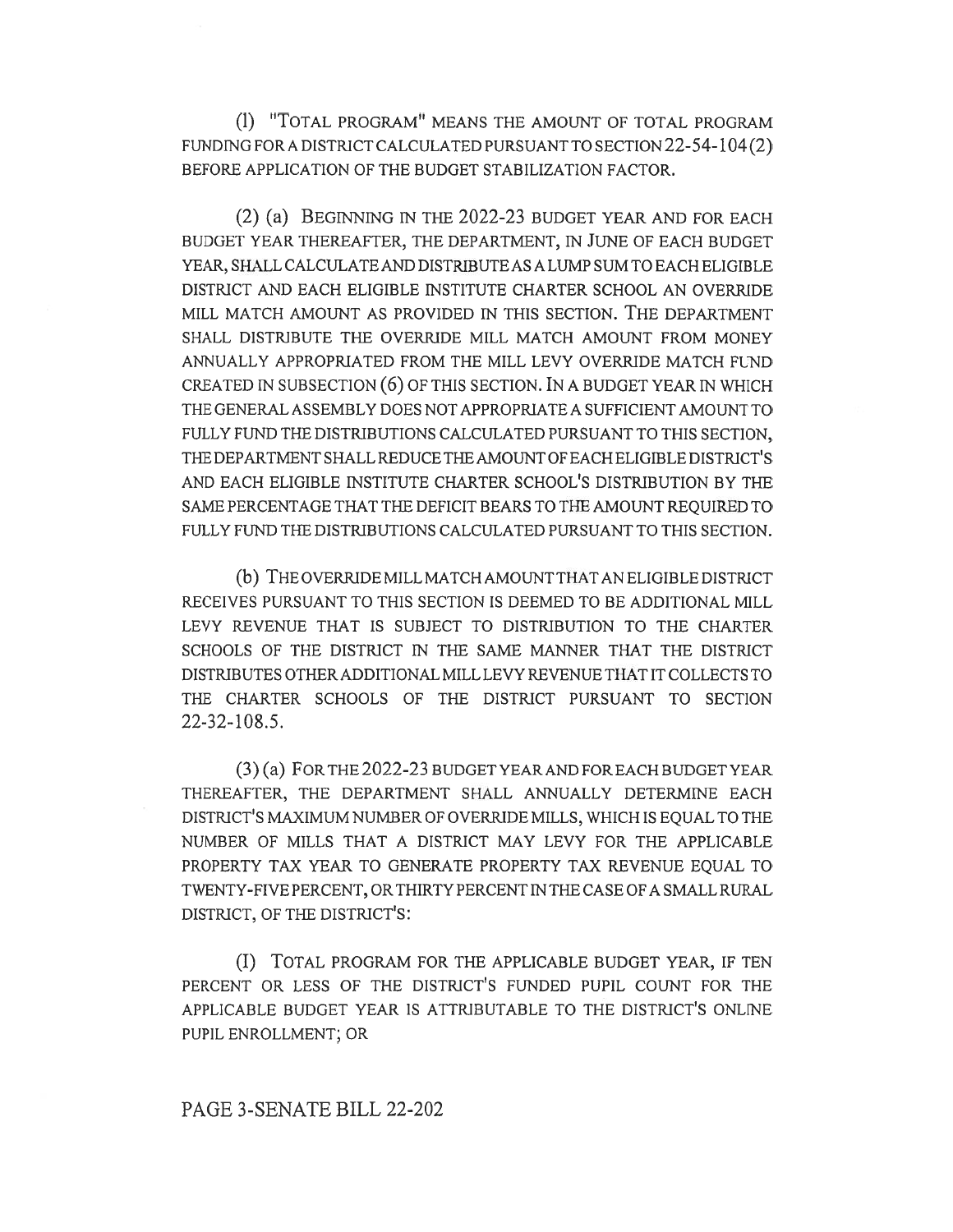(l) "TOTAL PROGRAM" MEANS THE AMOUNT OF TOTAL PROGRAM FUNDING FOR A DISTRICT CALCULATED PURSUANT TO SECTION 22-54-104 (2) BEFORE APPLICATION OF THE BUDGET STABILIZATION FACTOR.

(2) (a) BEGINNING IN THE 2022-23 BUDGET YEAR AND FOR EACH BUDGET YEAR THEREAFTER, THE DEPARTMENT, IN JUNE OF EACH BUDGET YEAR, SHALL CALCULATE AND DISTRIBUTE AS A LUMP SUM TO EACH ELIGIBLE DISTRICT AND EACH ELIGIBLE INSTITUTE CHARTER SCHOOL AN OVERRIDE MILL MATCH AMOUNT AS PROVIDED IN THIS SECTION. THE DEPARTMENT SHALL DISTRIBUTE THE OVERRIDE MILL MATCH AMOUNT FROM MONEY ANNUALLY APPROPRIATED FROM THE MILL LEVY OVERRIDE MATCH FUND CREATED IN SUBSECTION (6) OF THIS SECTION. IN A BUDGET YEAR IN WHICH THE GENERAL ASSEMBLY DOES NOT APPROPRIATE A SUFFICIENT AMOUNT TO FULLY FUND THE DISTRIBUTIONS CALCULATED PURSUANT TO THIS SECTION, THE DEPARTMENT SHALL REDUCE THE AMOUNT OF EACH ELIGIBLE DISTRICT'S AND EACH ELIGIBLE INSTITUTE CHARTER SCHOOL'S DISTRIBUTION BY THE SAME PERCENTAGE THAT THE DEFICIT BEARS TO THE AMOUNT REQUIRED TO FULLY FUND THE DISTRIBUTIONS CALCULATED PURSUANT TO THIS SECTION.

(b) THE OVERRIDE MILL MATCH AMOUNT THAT AN ELIGIBLE DISTRICT RECEIVES PURSUANT TO THIS SECTION IS DEEMED TO BE ADDITIONAL MILL LEVY REVENUE THAT IS SUBJECT TO DISTRIBUTION TO THE CHARTER SCHOOLS OF THE DISTRICT IN THE SAME MANNER THAT THE DISTRICT DISTRIBUTES OTHER ADDITIONAL MILL LEVY REVENUE THAT IT COLLECTS TO THE CHARTER SCHOOLS OF THE DISTRICT PURSUANT TO SECTION 22-32-108.5.

(3) (a) FOR THE 2022-23 BUDGET YEAR AND FOR EACH BUDGET YEAR THEREAFTER, THE DEPARTMENT SHALL ANNUALLY DETERMINE EACH DISTRICT'S MAXIMUM NUMBER OF OVERRIDE MILLS, WHICH IS EQUAL TO THE NUMBER OF MILLS THAT A DISTRICT MAY LEVY FOR THE APPLICABLE PROPERTY TAX YEAR TO GENERATE PROPERTY TAX REVENUE EQUAL TO TWENTY-FIVE PERCENT, OR THIRTY PERCENT IN THE CASE OF A SMALL RURAL DISTRICT, OF THE DISTRICT'S:

(I) TOTAL PROGRAM FOR THE APPLICABLE BUDGET YEAR, IF TEN PERCENT OR LESS OF THE DISTRICT'S FUNDED PUPIL COUNT FOR THE APPLICABLE BUDGET YEAR IS ATTRIBUTABLE TO THE DISTRICT'S ONLINE PUPIL ENROLLMENT; OR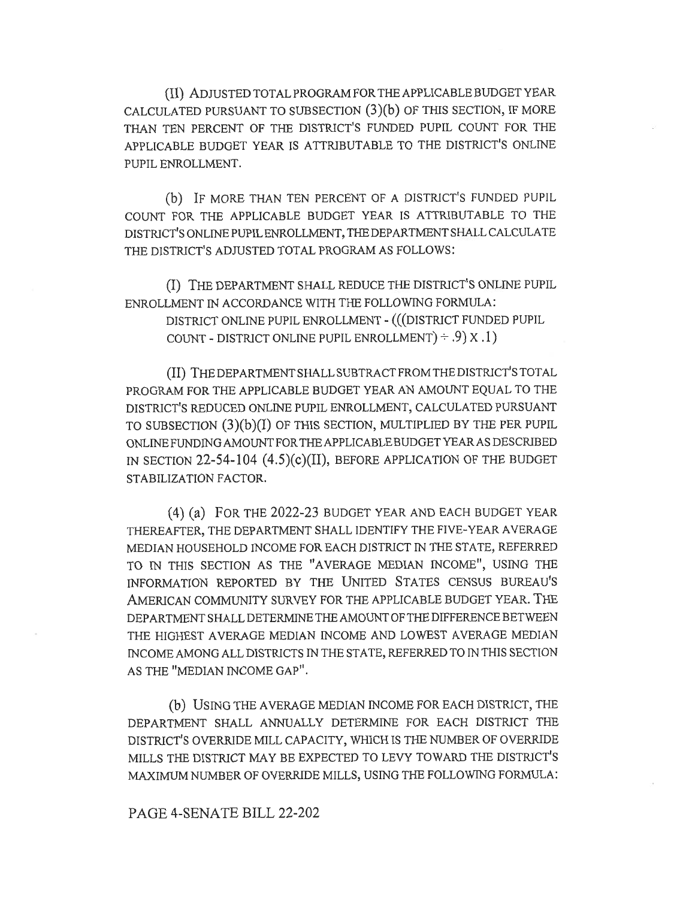(II) ADJUSTED TOTAL PROGRAM FOR THE APPLICABLE BUDGET YEAR CALCULATED PURSUANT TO SUBSECTION (3)(b) OF THIS SECTION, IF MORE THAN TEN PERCENT OF THE DISTRICT'S FUNDED PUPIL COUNT FOR THE APPLICABLE BUDGET YEAR IS ATTRIBUTABLE TO THE DISTRICT'S ONLINE PUPIL ENROLLMENT.

(b) IF MORE THAN TEN PERCENT OF A DISTRICT'S FUNDED PUPIL COUNT FOR THE APPLICABLE BUDGET YEAR IS ATTRIBUTABLE TO THE DISTRICT'S ONLINE PUPIL ENROLLMENT, THE DEPARTMENT SHALL CALCULATE THE DISTRICT'S ADJUSTED TOTAL PROGRAM AS FOLLOWS:

(I) THE DEPARTMENT SHALL REDUCE THE DISTRICT'S ONLINE PUPIL ENROLLMENT IN ACCORDANCE WITH THE FOLLOWING FORMULA:

DISTRICT ONLINE PUPIL ENROLLMENT - (((DISTRICT FUNDED PUPIL COUNT - DISTRICT ONLINE PUPIL ENROLLMENT) ÷ .9) X .1)

(II) THE DEPARTMENT SHALL SUBTRACT FROM THE DISTRICT'S TOTAL PROGRAM FOR THE APPLICABLE BUDGET YEAR AN AMOUNT EQUAL TO THE DISTRICT'S REDUCED ONLINE PUPIL ENROLLMENT, CALCULATED PURSUANT TO SUBSECTION (3)(b)(I) OF THIS SECTION, MULTIPLIED BY THE PER PUPIL ONLINE FUNDING AMOUNT FOR THE APPLICABLE BUDGET YEAR AS DESCRIBED IN SECTION 22-54-104 (4.5)(c)(II), BEFORE APPLICATION OF THE BUDGET STABILIZATION FACTOR.

(4) (a) FOR THE 2022-23 BUDGET YEAR AND EACH BUDGET YEAR THEREAFTER, THE DEPARTMENT SHALL IDENTIFY THE FIVE-YEAR AVERAGE MEDIAN HOUSEHOLD INCOME FOR EACH DISTRICT IN THE STATE, REFERRED TO IN THIS SECTION AS THE "AVERAGE MEDIAN INCOME", USING THE INFORMATION REPORTED BY THE UNITED STATES CENSUS BUREAU'S AMERICAN COMMUNITY SURVEY FOR THE APPLICABLE BUDGET YEAR. THE DEPARTMENT SHALL DETERMINE THE AMOUNT OF THE DIFFERENCE BETWEEN THE HIGHEST AVERAGE MEDIAN INCOME AND LOWEST AVERAGE MEDIAN INCOME AMONG ALL DISTRICTS IN THE STATE, REFERRED TO IN THIS SECTION AS THE "MEDIAN INCOME GAP".

(b) USING THE AVERAGE MEDIAN INCOME FOR EACH DISTRICT, THE DEPARTMENT SHALL ANNUALLY DETERMINE FOR EACH DISTRICT THE DISTRICT'S OVERRIDE MILL CAPACITY, WHICH IS THE NUMBER OF OVERRIDE MILLS THE DISTRICT MAY BE EXPECTED TO LEVY TOWARD THE DISTRICT'S MAXIMUM NUMBER OF OVERRIDE MILLS, USING THE FOLLOWING FORMULA:

PAGE 4-SENATE BILL 22-202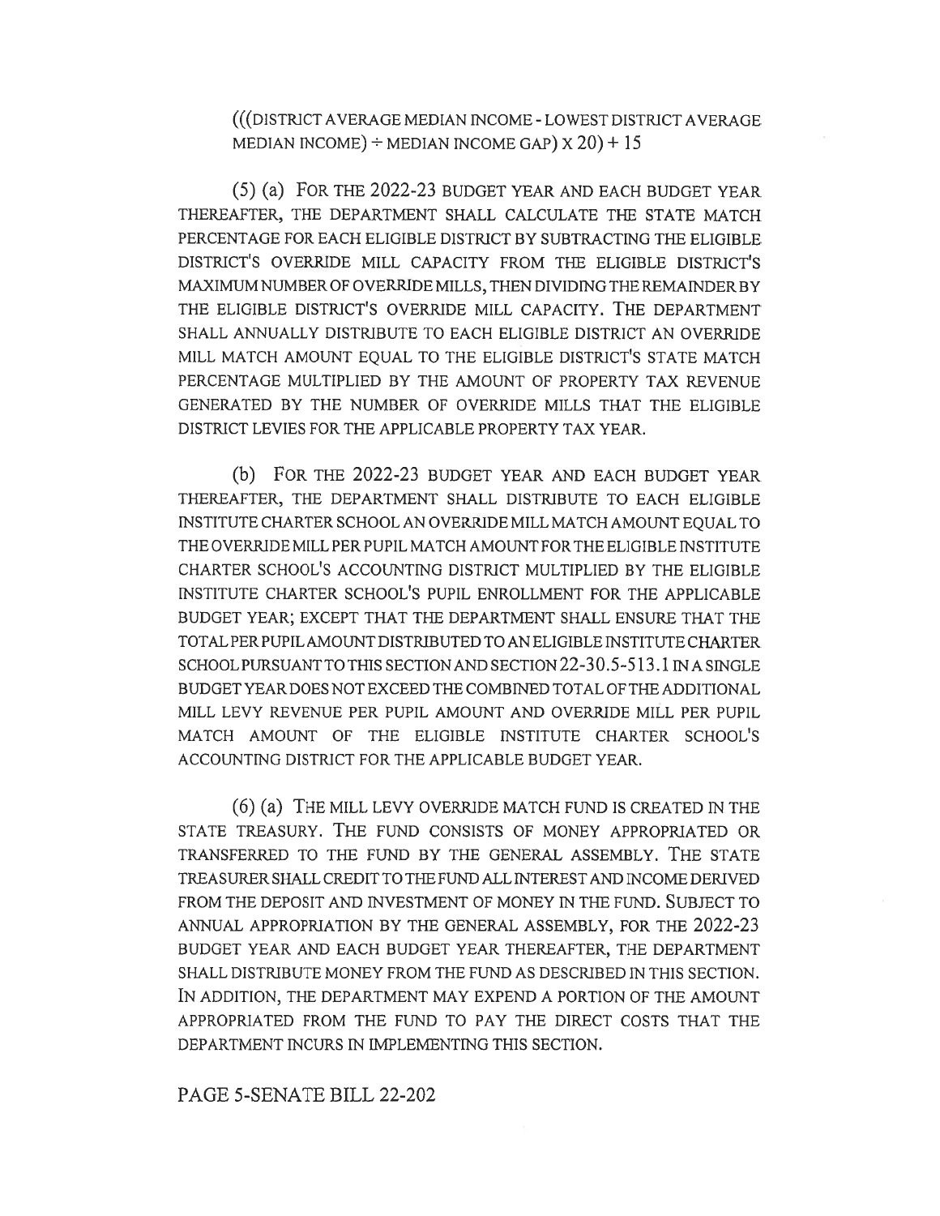$$(((\text{DISTRICT AVERAGE MEDIAN INCOME} - \text{LOWEST DISTRICT AVERAGE MEDIAN INCOME}) \div \text{MEDIAN INCOME GAP}) \times 20) + 15$$

(5) (a) FOR THE 2022-23 BUDGET YEAR AND EACH BUDGET YEAR THEREAFTER, THE DEPARTMENT SHALL CALCULATE THE STATE MATCH PERCENTAGE FOR EACH ELIGIBLE DISTRICT BY SUBTRACTING THE ELIGIBLE DISTRICT'S OVERRIDE MILL CAPACITY FROM THE ELIGIBLE DISTRICT'S MAXIMUM NUMBER OF OVERRIDE MILLS, THEN DIVIDING THE REMAINDER BY THE ELIGIBLE DISTRICT'S OVERRIDE MILL CAPACITY. THE DEPARTMENT SHALL ANNUALLY DISTRIBUTE TO EACH ELIGIBLE DISTRICT AN OVERRIDE MILL MATCH AMOUNT EQUAL TO THE ELIGIBLE DISTRICT'S STATE MATCH PERCENTAGE MULTIPLIED BY THE AMOUNT OF PROPERTY TAX REVENUE GENERATED BY THE NUMBER OF OVERRIDE MILLS THAT THE ELIGIBLE DISTRICT LEVIES FOR THE APPLICABLE PROPERTY TAX YEAR.

(b) FOR THE 2022-23 BUDGET YEAR AND EACH BUDGET YEAR THEREAFTER, THE DEPARTMENT SHALL DISTRIBUTE TO EACH ELIGIBLE INSTITUTE CHARTER SCHOOL AN OVERRIDE MILL MATCH AMOUNT EQUAL TO THE OVERRIDE MILL PER PUPIL MATCH AMOUNT FOR THE ELIGIBLE INSTITUTE CHARTER SCHOOL'S ACCOUNTING DISTRICT MULTIPLIED BY THE ELIGIBLE INSTITUTE CHARTER SCHOOL'S PUPIL ENROLLMENT FOR THE APPLICABLE BUDGET YEAR; EXCEPT THAT THE DEPARTMENT SHALL ENSURE THAT THE TOTAL PER PUPIL AMOUNT DISTRIBUTED TO AN ELIGIBLE INSTITUTE CHARTER SCHOOL PURSUANT TO THIS SECTION AND SECTION 22-30.5-513.1 IN A SINGLE BUDGET YEAR DOES NOT EXCEED THE COMBINED TOTAL OF THE ADDITIONAL MILL LEVY REVENUE PER PUPIL AMOUNT AND OVERRIDE MILL PER PUPIL MATCH AMOUNT OF THE ELIGIBLE INSTITUTE CHARTER SCHOOL'S ACCOUNTING DISTRICT FOR THE APPLICABLE BUDGET YEAR.

(6) (a) THE MILL LEVY OVERRIDE MATCH FUND IS CREATED IN THE STATE TREASURY. THE FUND CONSISTS OF MONEY APPROPRIATED OR TRANSFERRED TO THE FUND BY THE GENERAL ASSEMBLY. THE STATE TREASURER SHALL CREDIT TO THE FUND ALL INTEREST AND INCOME DERIVED FROM THE DEPOSIT AND INVESTMENT OF MONEY IN THE FUND. SUBJECT TO ANNUAL APPROPRIATION BY THE GENERAL ASSEMBLY, FOR THE 2022-23 BUDGET YEAR AND EACH BUDGET YEAR THEREAFTER, THE DEPARTMENT SHALL DISTRIBUTE MONEY FROM THE FUND AS DESCRIBED IN THIS SECTION. IN ADDITION, THE DEPARTMENT MAY EXPEND A PORTION OF THE AMOUNT APPROPRIATED FROM THE FUND TO PAY THE DIRECT COSTS THAT THE DEPARTMENT INCURS IN IMPLEMENTING THIS SECTION.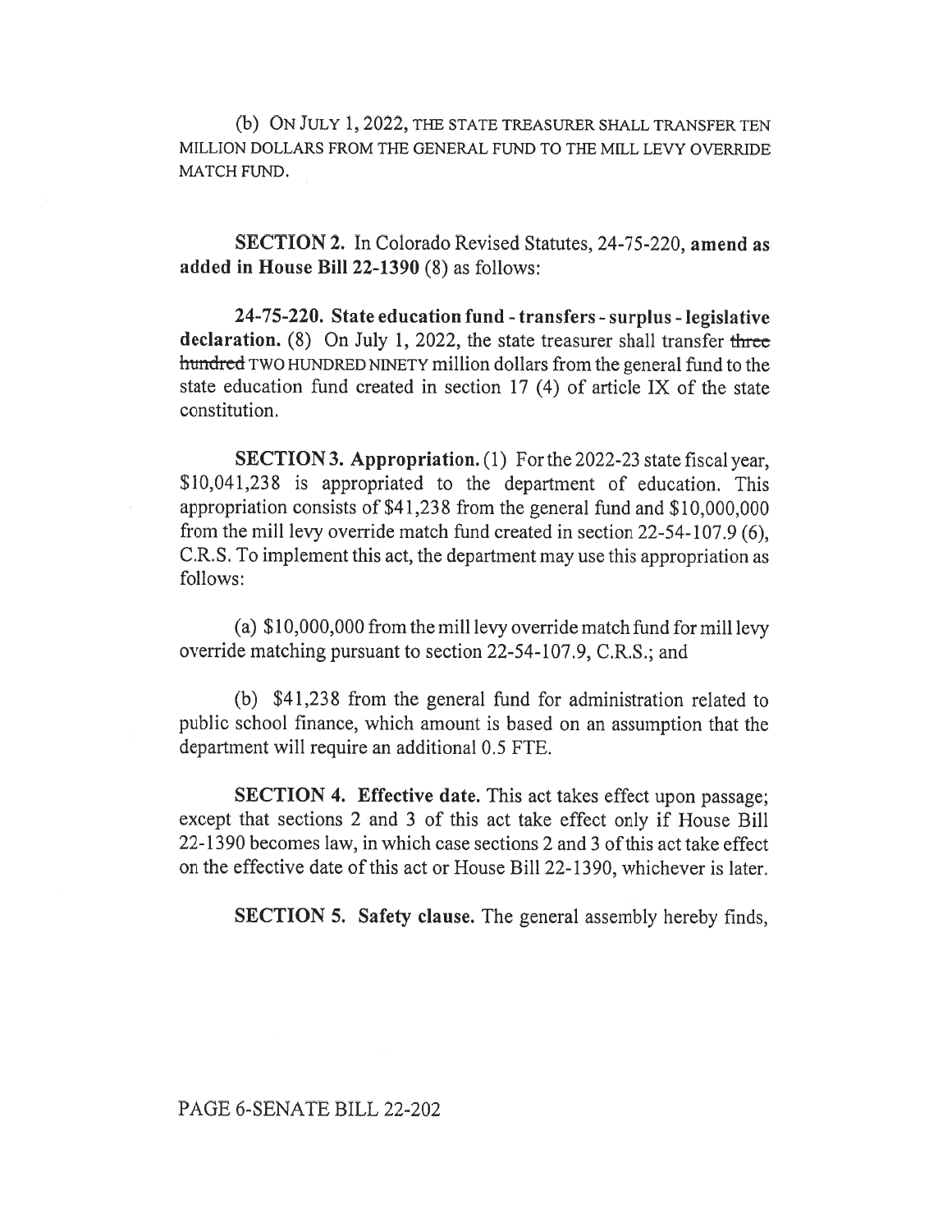(b) ON JULY 1, 2022, THE STATE TREASURER SHALL TRANSFER TEN MILLION DOLLARS FROM THE GENERAL FUND TO THE MILL LEVY OVERRIDE MATCH FUND.

**SECTION 2.** In Colorado Revised Statutes, 24-75-220, **amend as added in House Bill 22-1390** (8) as follows:

**24-75-220. State education fund - transfers - surplus - legislative declaration.** (8) On July 1, 2022, the state treasurer shall transfer ~~three hundred~~ TWO HUNDRED NINETY million dollars from the general fund to the state education fund created in section 17 (4) of article IX of the state constitution.

**SECTION 3. Appropriation.** (1) For the 2022-23 state fiscal year, $10,041,238 is appropriated to the department of education. This appropriation consists of $41,238 from the general fund and $10,000,000 from the mill levy override match fund created in section 22-54-107.9 (6), C.R.S. To implement this act, the department may use this appropriation as follows:

(a) $10,000,000 from the mill levy override match fund for mill levy override matching pursuant to section 22-54-107.9, C.R.S.; and

(b) $41,238 from the general fund for administration related to public school finance, which amount is based on an assumption that the department will require an additional 0.5 FTE.

**SECTION 4. Effective date.** This act takes effect upon passage; except that sections 2 and 3 of this act take effect only if House Bill 22-1390 becomes law, in which case sections 2 and 3 of this act take effect on the effective date of this act or House Bill 22-1390, whichever is later.

**SECTION 5. Safety clause.** The general assembly hereby finds,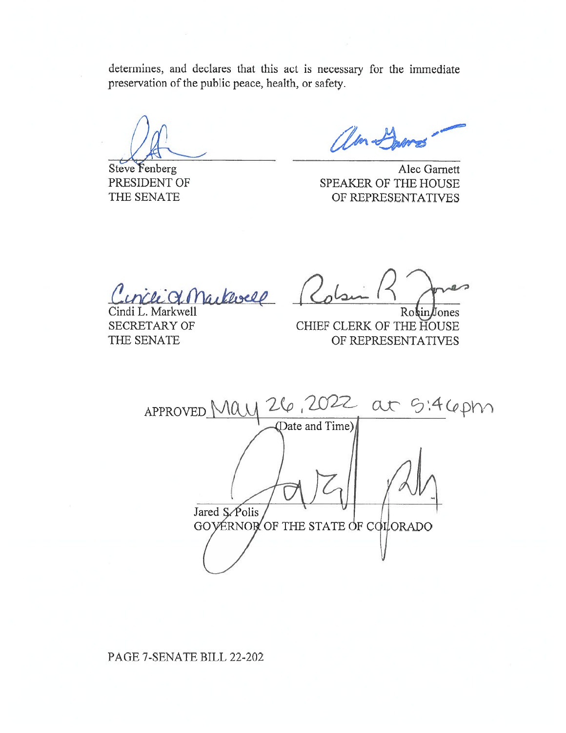determines, and declares that this act is necessary for the immediate preservation of the public peace, health, or safety.

Steve Fenberg
PRESIDENT OF
THE SENATE

Alec Garnett
SPEAKER OF THE HOUSE
OF REPRESENTATIVES

Cindi L. Markwell
SECRETARY OF
THE SENATE

Robin Jones
CHIEF CLERK OF THE HOUSE
OF REPRESENTATIVES

APPROVED May 26, 2022 at 5:46pm
(Date and Time)

Jared S. Polis
GOVERNOR OF THE STATE OF COLORADO

PAGE 7-SENATE BILL 22-202